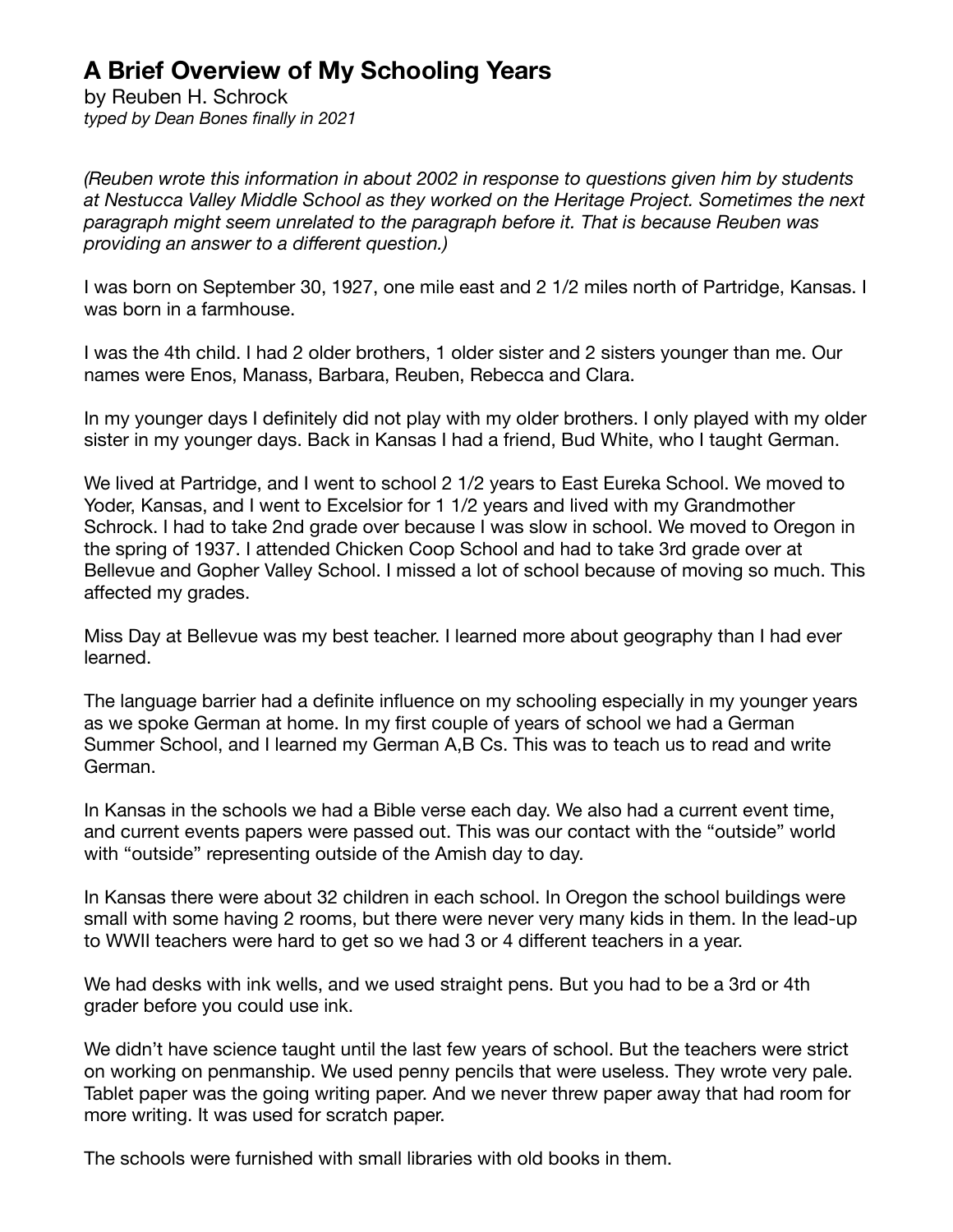# A Brief Overview of My Schooling Years

by Reuben H. Schrock
*typed by Dean Bones finally in 2021*

*(Reuben wrote this information in about 2002 in response to questions given him by students at Nestucca Valley Middle School as they worked on the Heritage Project. Sometimes the next paragraph might seem unrelated to the paragraph before it. That is because Reuben was providing an answer to a different question.)*

I was born on September 30, 1927, one mile east and 2 1/2 miles north of Partridge, Kansas. I was born in a farmhouse.

I was the 4th child. I had 2 older brothers, 1 older sister and 2 sisters younger than me. Our names were Enos, Manass, Barbara, Reuben, Rebecca and Clara.

In my younger days I definitely did not play with my older brothers. I only played with my older sister in my younger days. Back in Kansas I had a friend, Bud White, who I taught German.

We lived at Partridge, and I went to school 2 1/2 years to East Eureka School. We moved to Yoder, Kansas, and I went to Excelsior for 1 1/2 years and lived with my Grandmother Schrock. I had to take 2nd grade over because I was slow in school. We moved to Oregon in the spring of 1937. I attended Chicken Coop School and had to take 3rd grade over at Bellevue and Gopher Valley School. I missed a lot of school because of moving so much. This affected my grades.

Miss Day at Bellevue was my best teacher. I learned more about geography than I had ever learned.

The language barrier had a definite influence on my schooling especially in my younger years as we spoke German at home. In my first couple of years of school we had a German Summer School, and I learned my German A,B Cs. This was to teach us to read and write German.

In Kansas in the schools we had a Bible verse each day. We also had a current event time, and current events papers were passed out. This was our contact with the "outside" world with "outside" representing outside of the Amish day to day.

In Kansas there were about 32 children in each school. In Oregon the school buildings were small with some having 2 rooms, but there were never very many kids in them. In the lead-up to WWII teachers were hard to get so we had 3 or 4 different teachers in a year.

We had desks with ink wells, and we used straight pens. But you had to be a 3rd or 4th grader before you could use ink.

We didn't have science taught until the last few years of school. But the teachers were strict on working on penmanship. We used penny pencils that were useless. They wrote very pale. Tablet paper was the going writing paper. And we never threw paper away that had room for more writing. It was used for scratch paper.

The schools were furnished with small libraries with old books in them.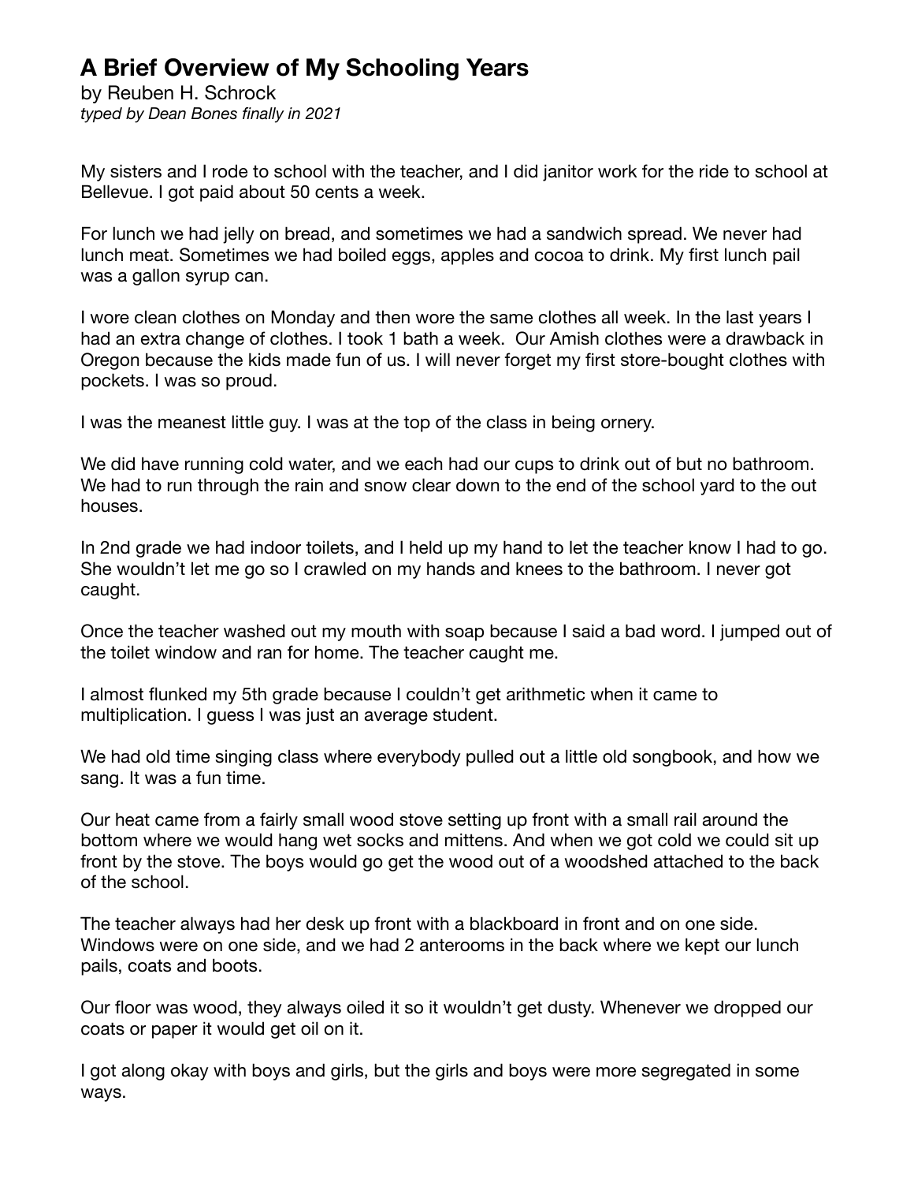# A Brief Overview of My Schooling Years

by Reuben H. Schrock
*typed by Dean Bones finally in 2021*

My sisters and I rode to school with the teacher, and I did janitor work for the ride to school at Bellevue. I got paid about 50 cents a week.

For lunch we had jelly on bread, and sometimes we had a sandwich spread. We never had lunch meat. Sometimes we had boiled eggs, apples and cocoa to drink. My first lunch pail was a gallon syrup can.

I wore clean clothes on Monday and then wore the same clothes all week. In the last years I had an extra change of clothes. I took 1 bath a week. Our Amish clothes were a drawback in Oregon because the kids made fun of us. I will never forget my first store-bought clothes with pockets. I was so proud.

I was the meanest little guy. I was at the top of the class in being ornery.

We did have running cold water, and we each had our cups to drink out of but no bathroom. We had to run through the rain and snow clear down to the end of the school yard to the out houses.

In 2nd grade we had indoor toilets, and I held up my hand to let the teacher know I had to go. She wouldn't let me go so I crawled on my hands and knees to the bathroom. I never got caught.

Once the teacher washed out my mouth with soap because I said a bad word. I jumped out of the toilet window and ran for home. The teacher caught me.

I almost flunked my 5th grade because I couldn't get arithmetic when it came to multiplication. I guess I was just an average student.

We had old time singing class where everybody pulled out a little old songbook, and how we sang. It was a fun time.

Our heat came from a fairly small wood stove setting up front with a small rail around the bottom where we would hang wet socks and mittens. And when we got cold we could sit up front by the stove. The boys would go get the wood out of a woodshed attached to the back of the school.

The teacher always had her desk up front with a blackboard in front and on one side. Windows were on one side, and we had 2 anterooms in the back where we kept our lunch pails, coats and boots.

Our floor was wood, they always oiled it so it wouldn't get dusty. Whenever we dropped our coats or paper it would get oil on it.

I got along okay with boys and girls, but the girls and boys were more segregated in some ways.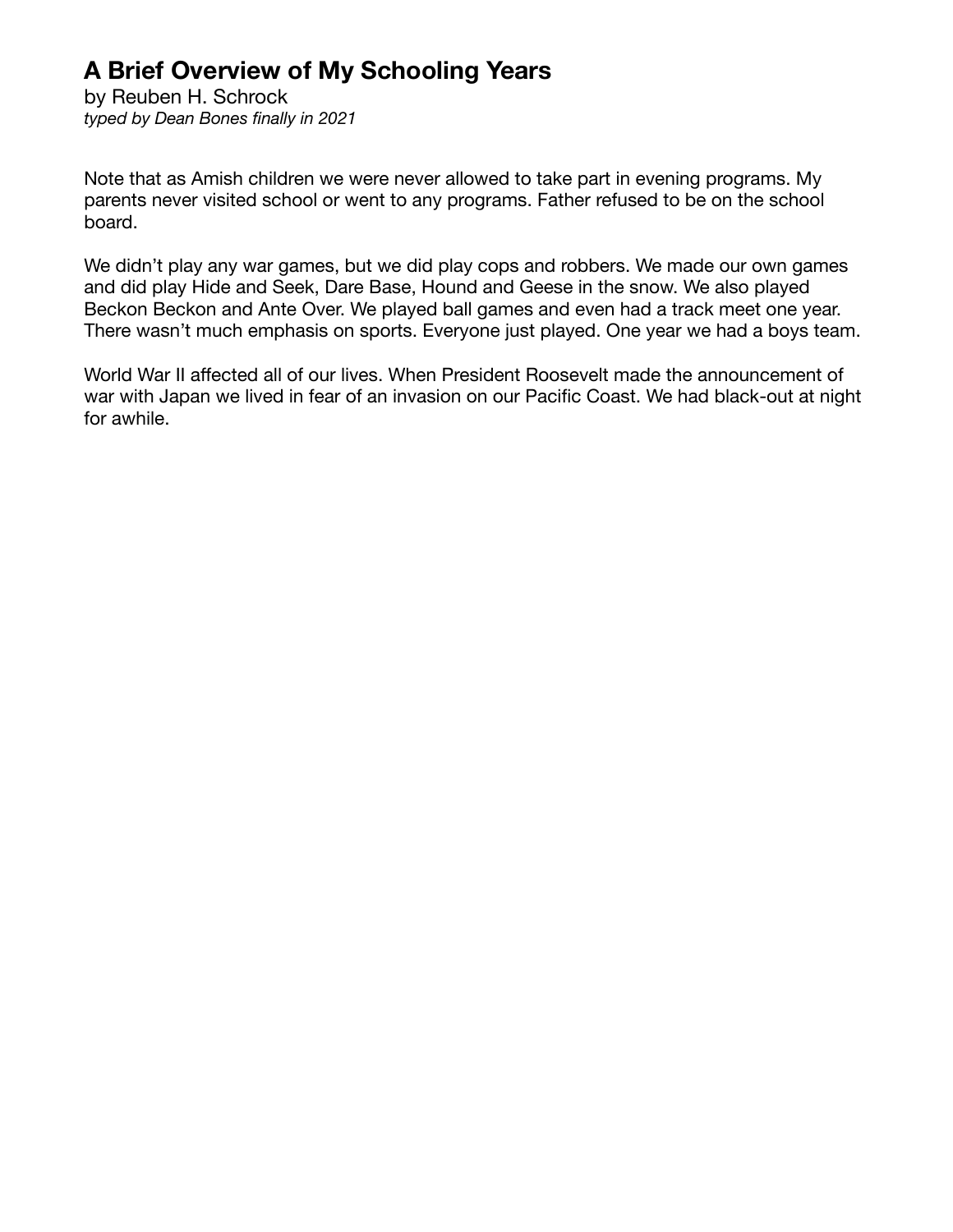# A Brief Overview of My Schooling Years

by Reuben H. Schrock
*typed by Dean Bones finally in 2021*

Note that as Amish children we were never allowed to take part in evening programs. My parents never visited school or went to any programs. Father refused to be on the school board.

We didn't play any war games, but we did play cops and robbers. We made our own games and did play Hide and Seek, Dare Base, Hound and Geese in the snow. We also played Beckon Beckon and Ante Over. We played ball games and even had a track meet one year. There wasn't much emphasis on sports. Everyone just played. One year we had a boys team.

World War II affected all of our lives. When President Roosevelt made the announcement of war with Japan we lived in fear of an invasion on our Pacific Coast. We had black-out at night for awhile.